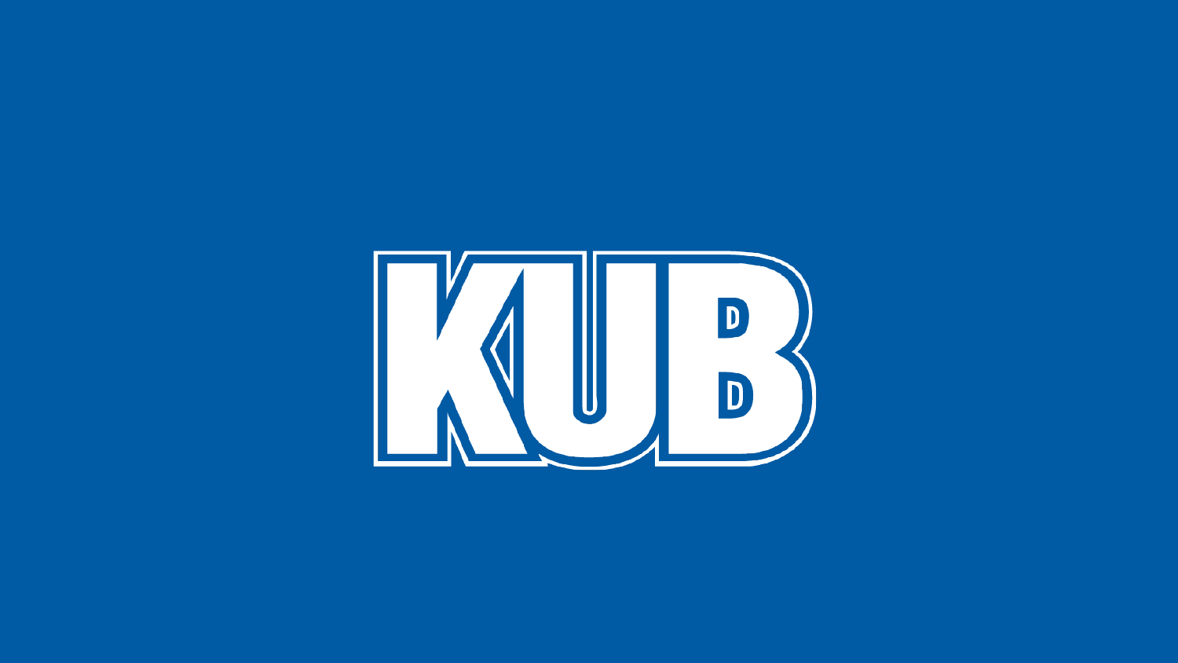# KUB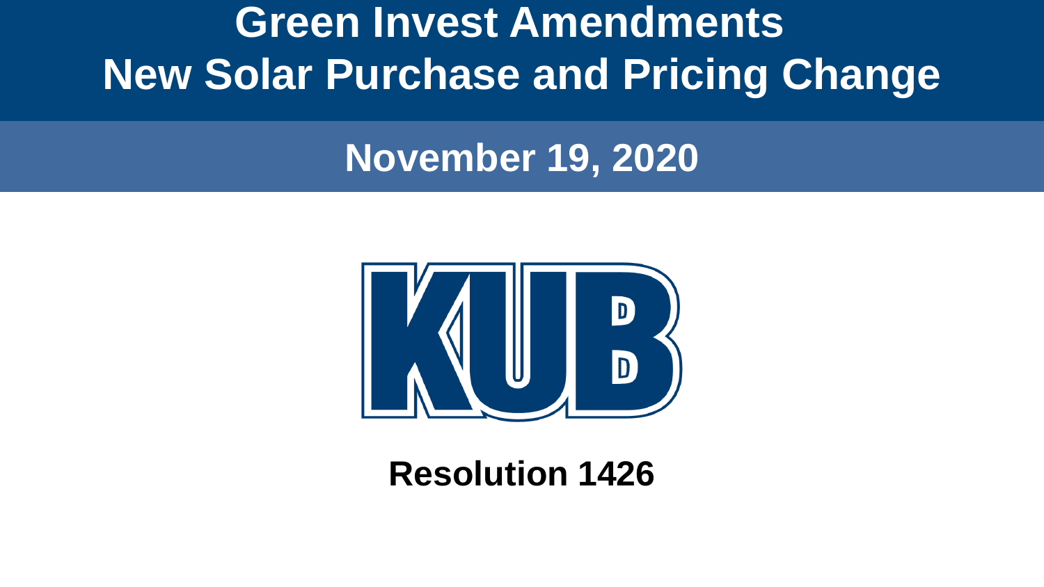# Green Invest Amendments
# New Solar Purchase and Pricing Change

## November 19, 2020

**Resolution 1426**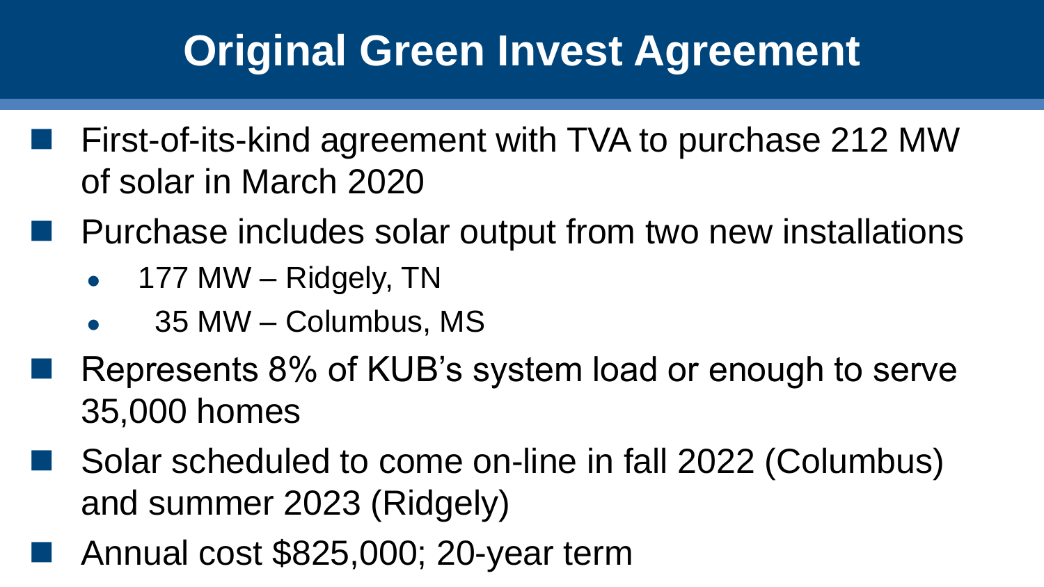# Original Green Invest Agreement

- First-of-its-kind agreement with TVA to purchase 212 MW of solar in March 2020
- Purchase includes solar output from two new installations
  - 177 MW – Ridgely, TN
  - 35 MW – Columbus, MS
- Represents 8% of KUB's system load or enough to serve 35,000 homes
- Solar scheduled to come on-line in fall 2022 (Columbus) and summer 2023 (Ridgely)
- Annual cost $825,000; 20-year term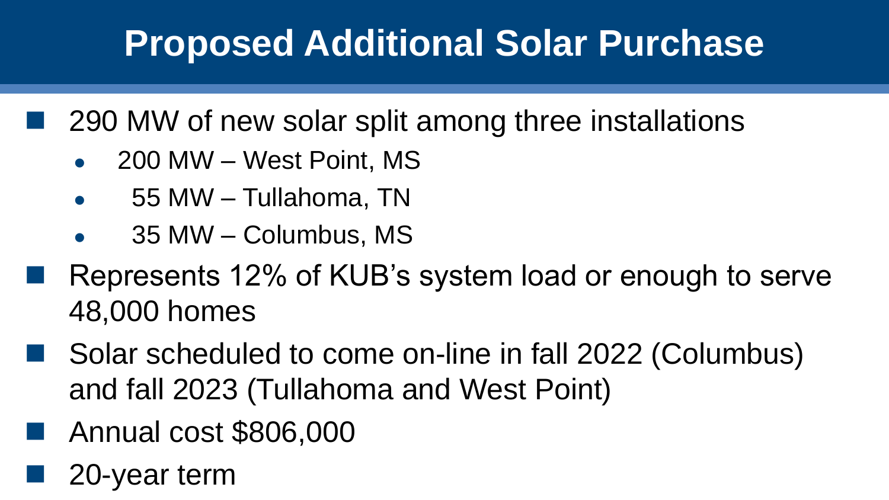# Proposed Additional Solar Purchase

- 290 MW of new solar split among three installations
  - 200 MW – West Point, MS
  - 55 MW – Tullahoma, TN
  - 35 MW – Columbus, MS
- Represents 12% of KUB's system load or enough to serve 48,000 homes
- Solar scheduled to come on-line in fall 2022 (Columbus) and fall 2023 (Tullahoma and West Point)
- Annual cost $806,000
- 20-year term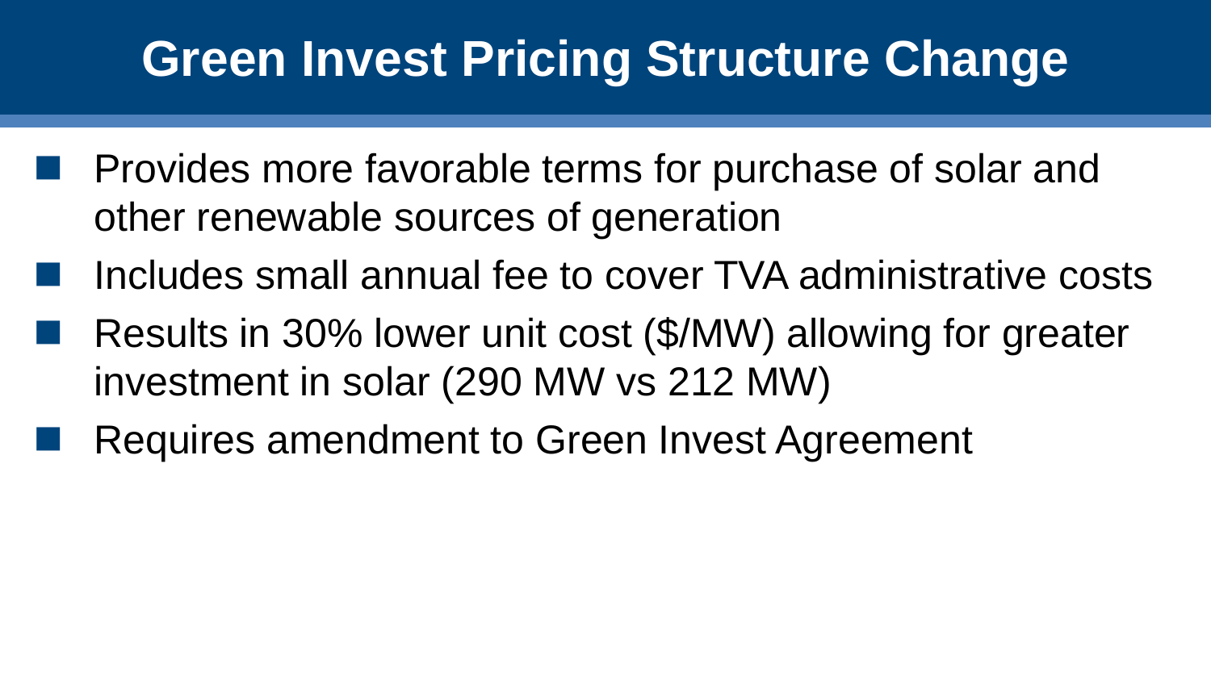# Green Invest Pricing Structure Change

- Provides more favorable terms for purchase of solar and other renewable sources of generation
- Includes small annual fee to cover TVA administrative costs
- Results in 30% lower unit cost ($/MW) allowing for greater investment in solar (290 MW vs 212 MW)
- Requires amendment to Green Invest Agreement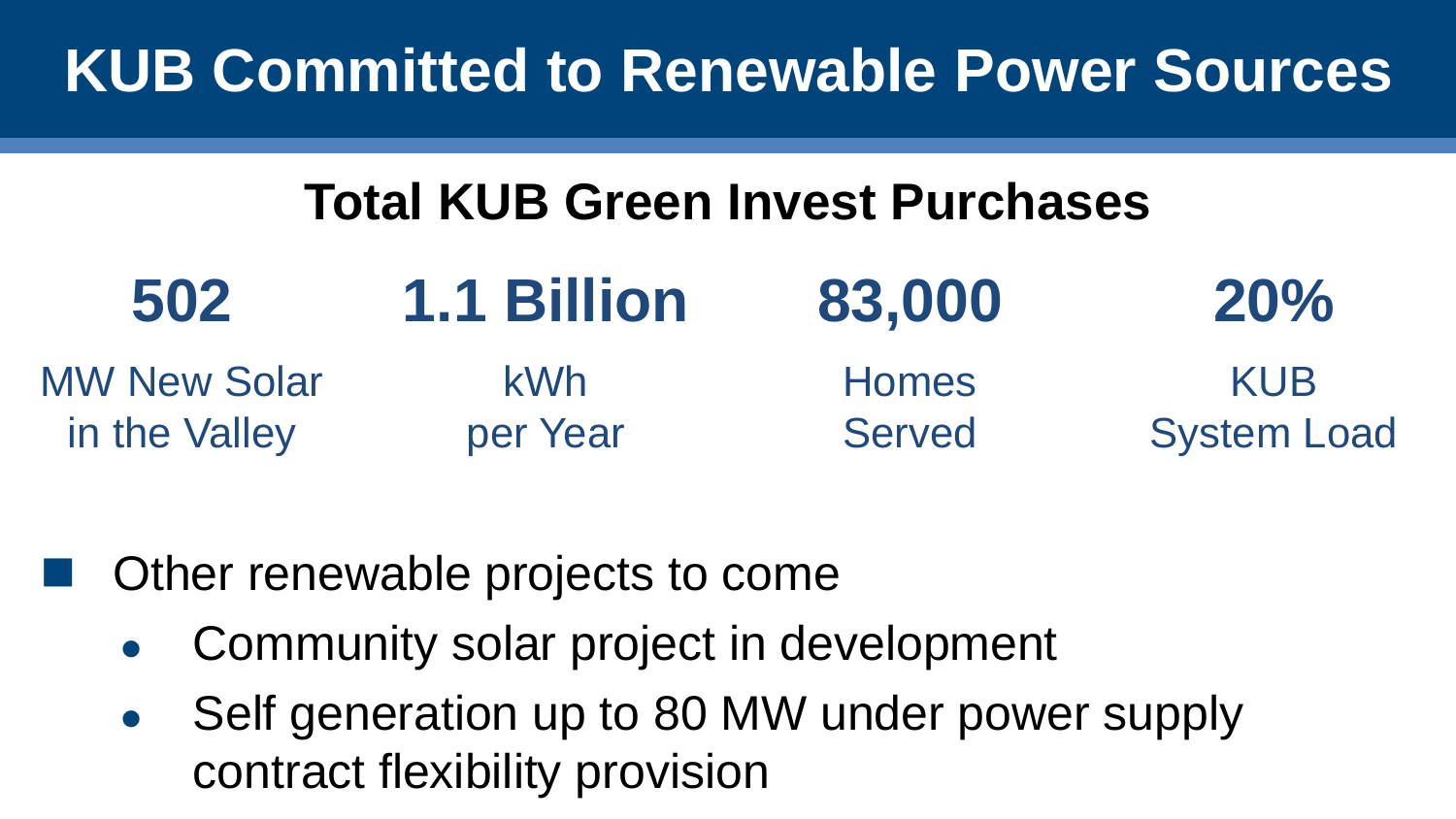# KUB Committed to Renewable Power Sources

## Total KUB Green Invest Purchases

| 502 | 1.1 Billion | 83,000 | 20% |
|---|---|---|---|
| MW New Solar in the Valley | kWh per Year | Homes Served | KUB System Load |

- Other renewable projects to come
  - Community solar project in development
  - Self generation up to 80 MW under power supply contract flexibility provision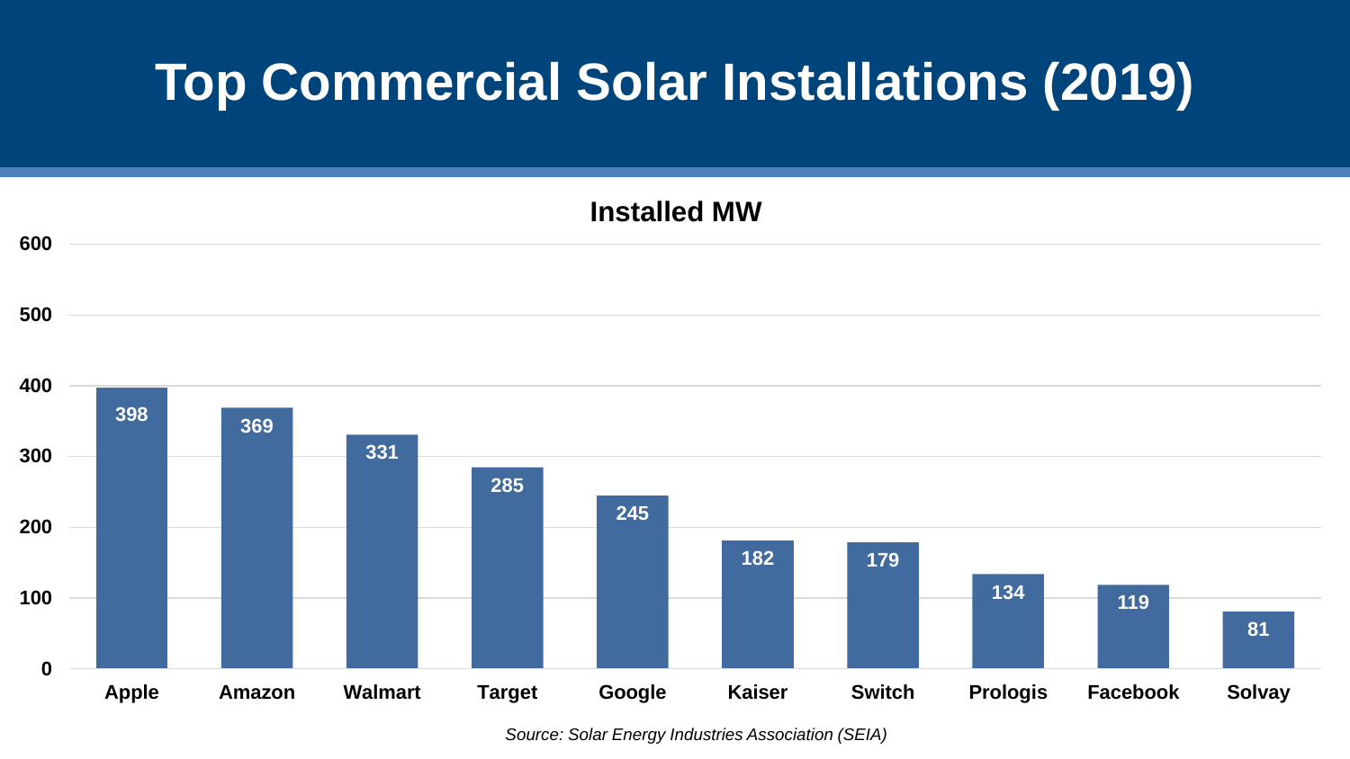# Top Commercial Solar Installations (2019)

**Installed MW**

| Company | Installed MW |
|---|---|
| Apple | 398 |
| Amazon | 369 |
| Walmart | 331 |
| Target | 285 |
| Google | 245 |
| Kaiser | 182 |
| Switch | 179 |
| Prologis | 134 |
| Facebook | 119 |
| Solvay | 81 |

*Source: Solar Energy Industries Association (SEIA)*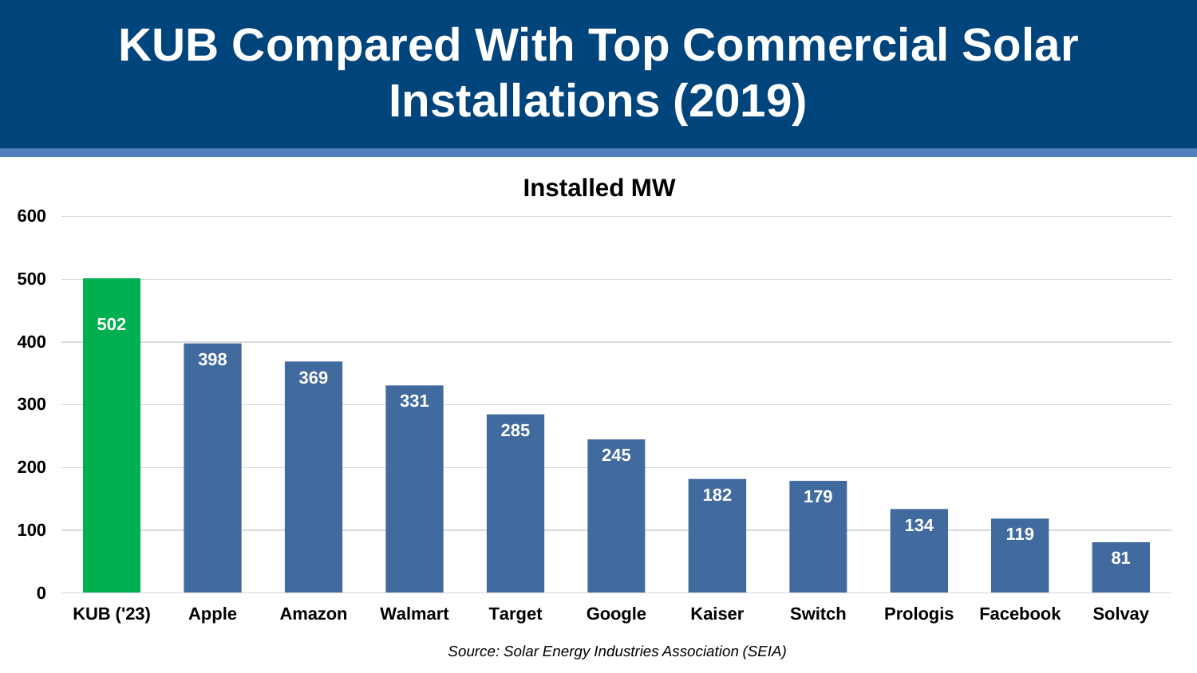# KUB Compared With Top Commercial Solar Installations (2019)

**Installed MW**

| Company | Installed MW |
|---|---|
| KUB ('23) | 502 |
| Apple | 398 |
| Amazon | 369 |
| Walmart | 331 |
| Target | 285 |
| Google | 245 |
| Kaiser | 182 |
| Switch | 179 |
| Prologis | 134 |
| Facebook | 119 |
| Solvay | 81 |

*Source: Solar Energy Industries Association (SEIA)*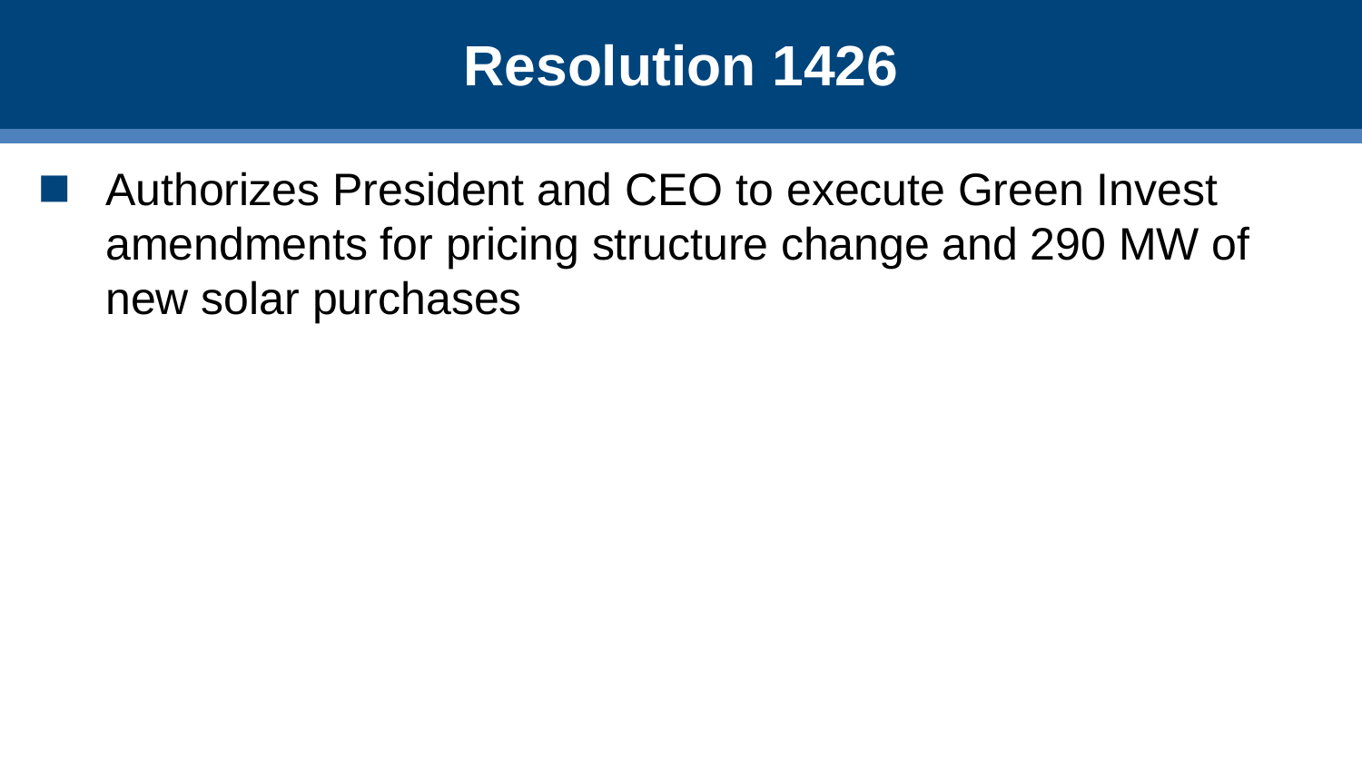# Resolution 1426

- Authorizes President and CEO to execute Green Invest amendments for pricing structure change and 290 MW of new solar purchases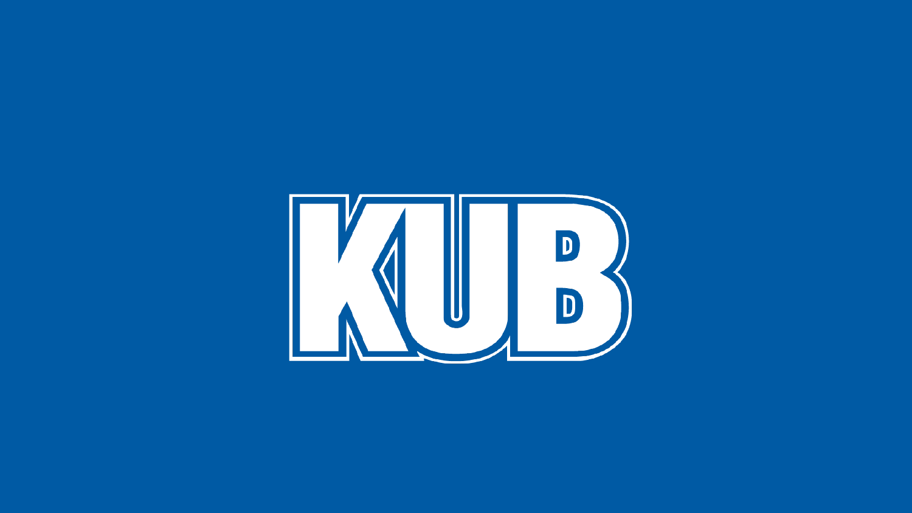KUB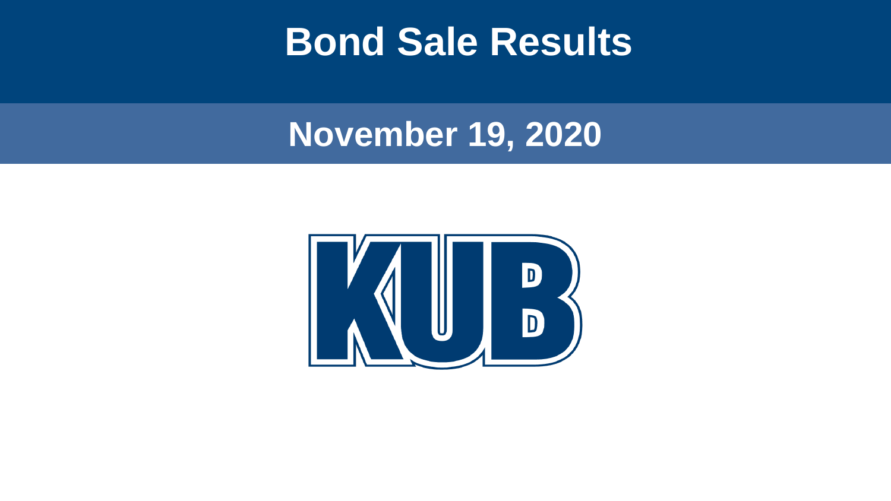# Bond Sale Results

## November 19, 2020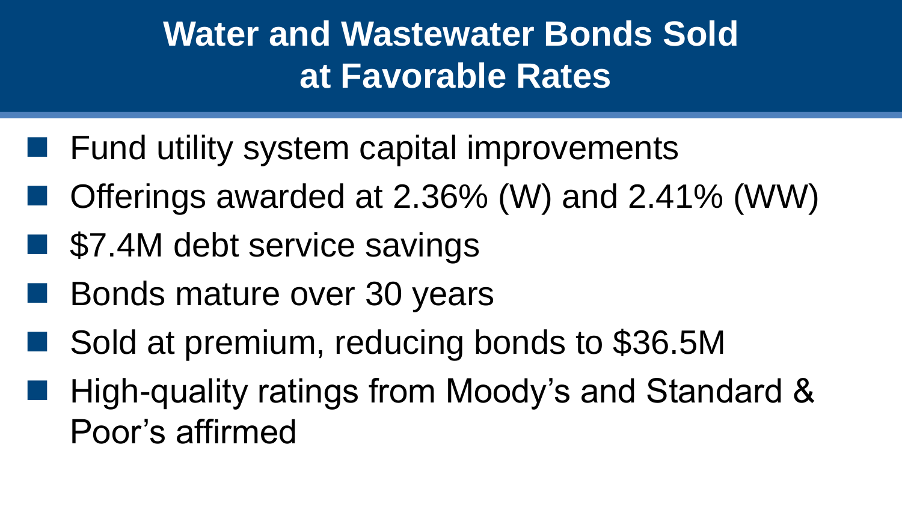# Water and Wastewater Bonds Sold at Favorable Rates

- Fund utility system capital improvements
- Offerings awarded at 2.36% (W) and 2.41% (WW)
- $7.4M debt service savings
- Bonds mature over 30 years
- Sold at premium, reducing bonds to $36.5M
- High-quality ratings from Moody's and Standard & Poor's affirmed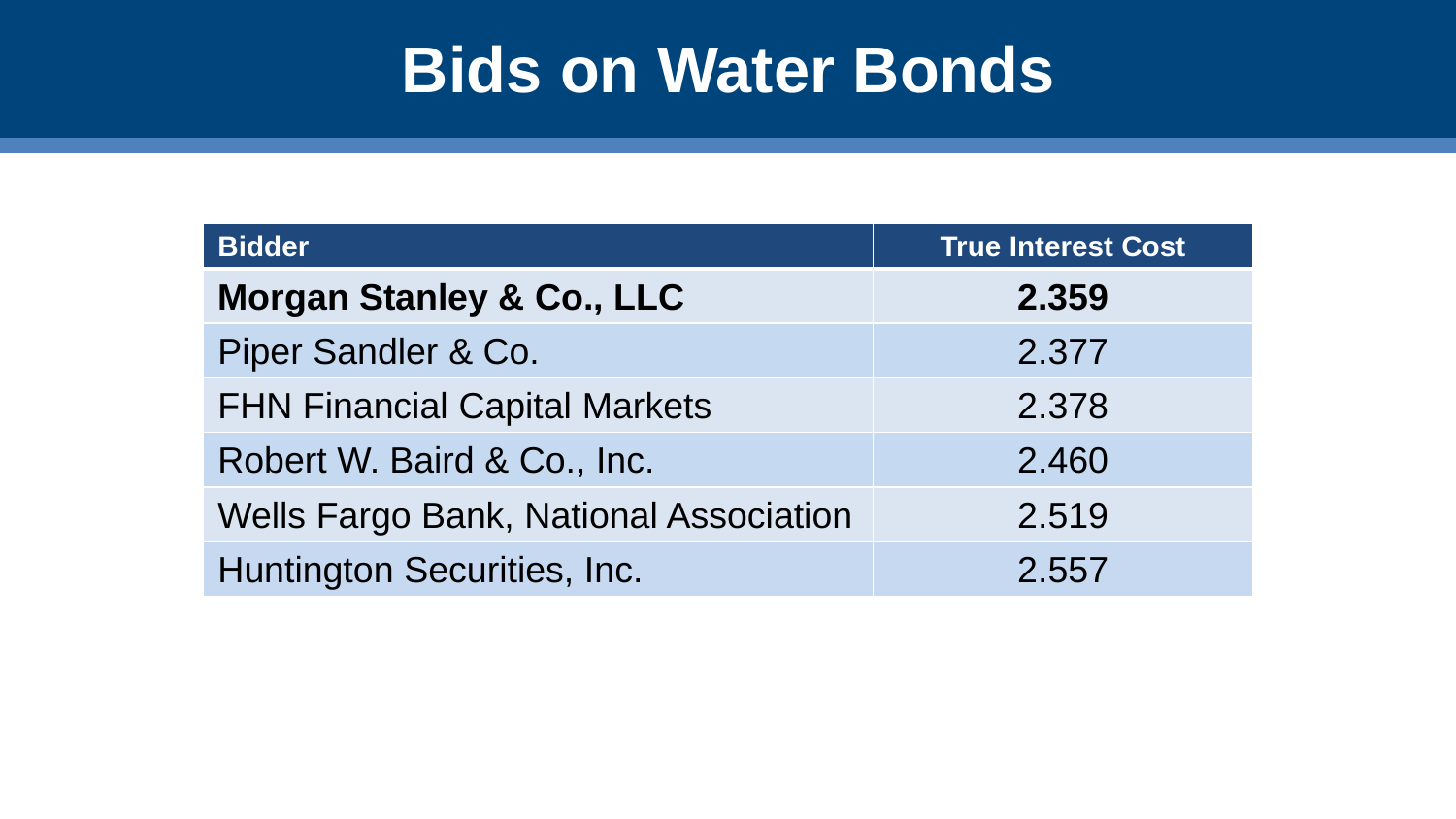# Bids on Water Bonds

| Bidder | True Interest Cost |
|---|---|
| **Morgan Stanley & Co., LLC** | **2.359** |
| Piper Sandler & Co. | 2.377 |
| FHN Financial Capital Markets | 2.378 |
| Robert W. Baird & Co., Inc. | 2.460 |
| Wells Fargo Bank, National Association | 2.519 |
| Huntington Securities, Inc. | 2.557 |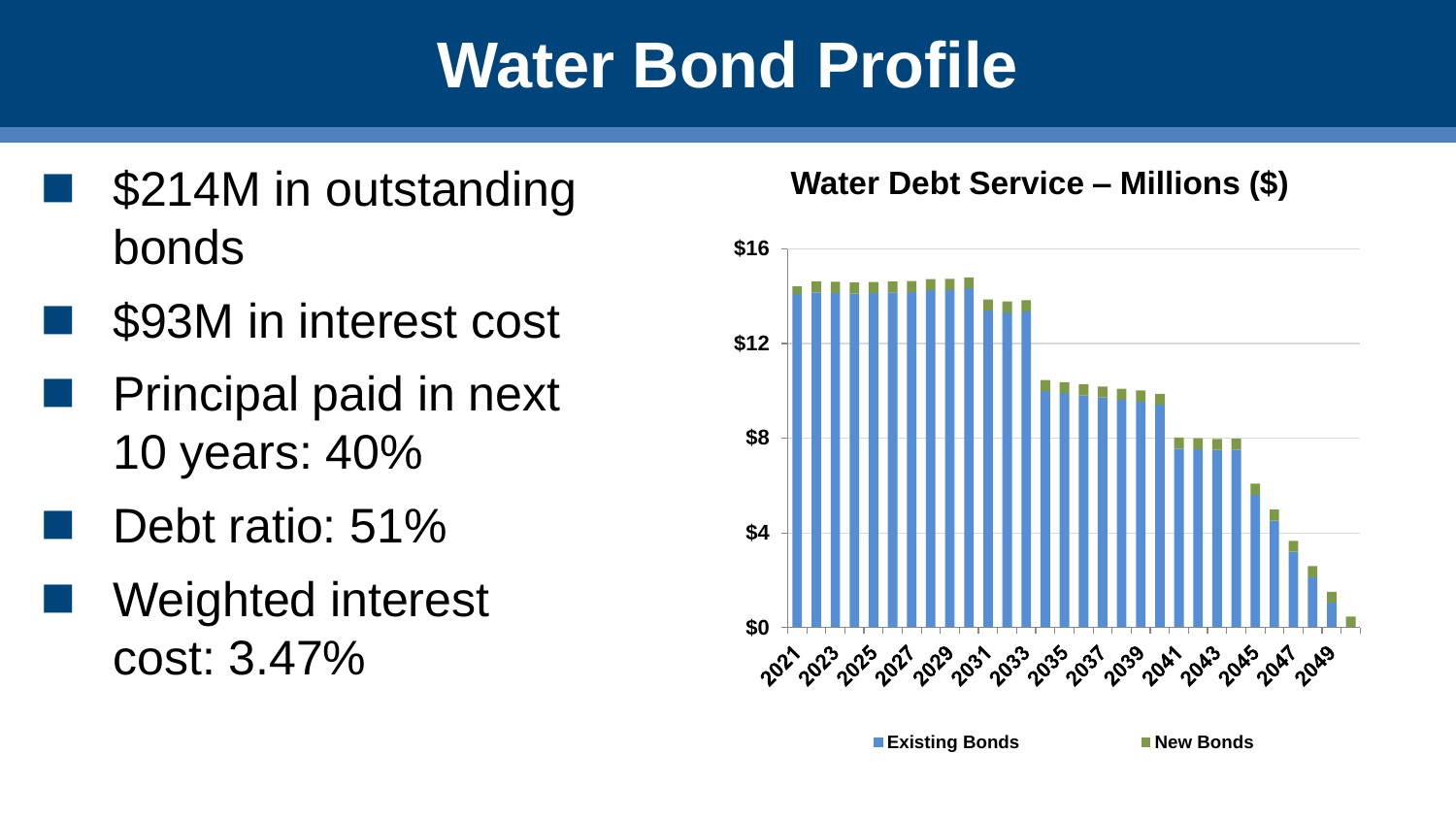# Water Bond Profile

- $214M in outstanding bonds
- $93M in interest cost
- Principal paid in next 10 years: 40%
- Debt ratio: 51%
- Weighted interest cost: 3.47%

**Water Debt Service – Millions ($)**

Existing Bonds | New Bonds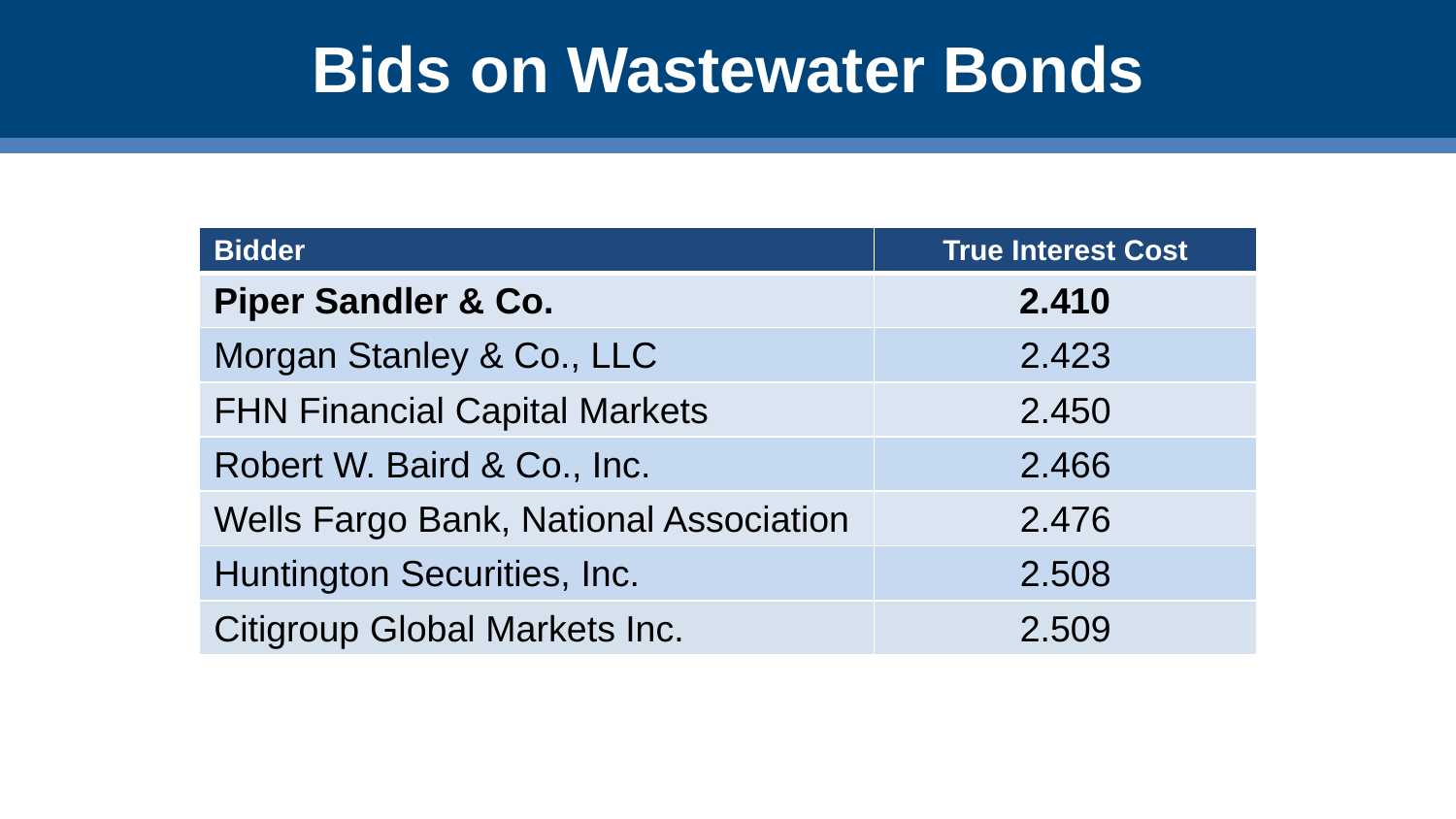# Bids on Wastewater Bonds

| Bidder | True Interest Cost |
|---|---|
| **Piper Sandler & Co.** | **2.410** |
| Morgan Stanley & Co., LLC | 2.423 |
| FHN Financial Capital Markets | 2.450 |
| Robert W. Baird & Co., Inc. | 2.466 |
| Wells Fargo Bank, National Association | 2.476 |
| Huntington Securities, Inc. | 2.508 |
| Citigroup Global Markets Inc. | 2.509 |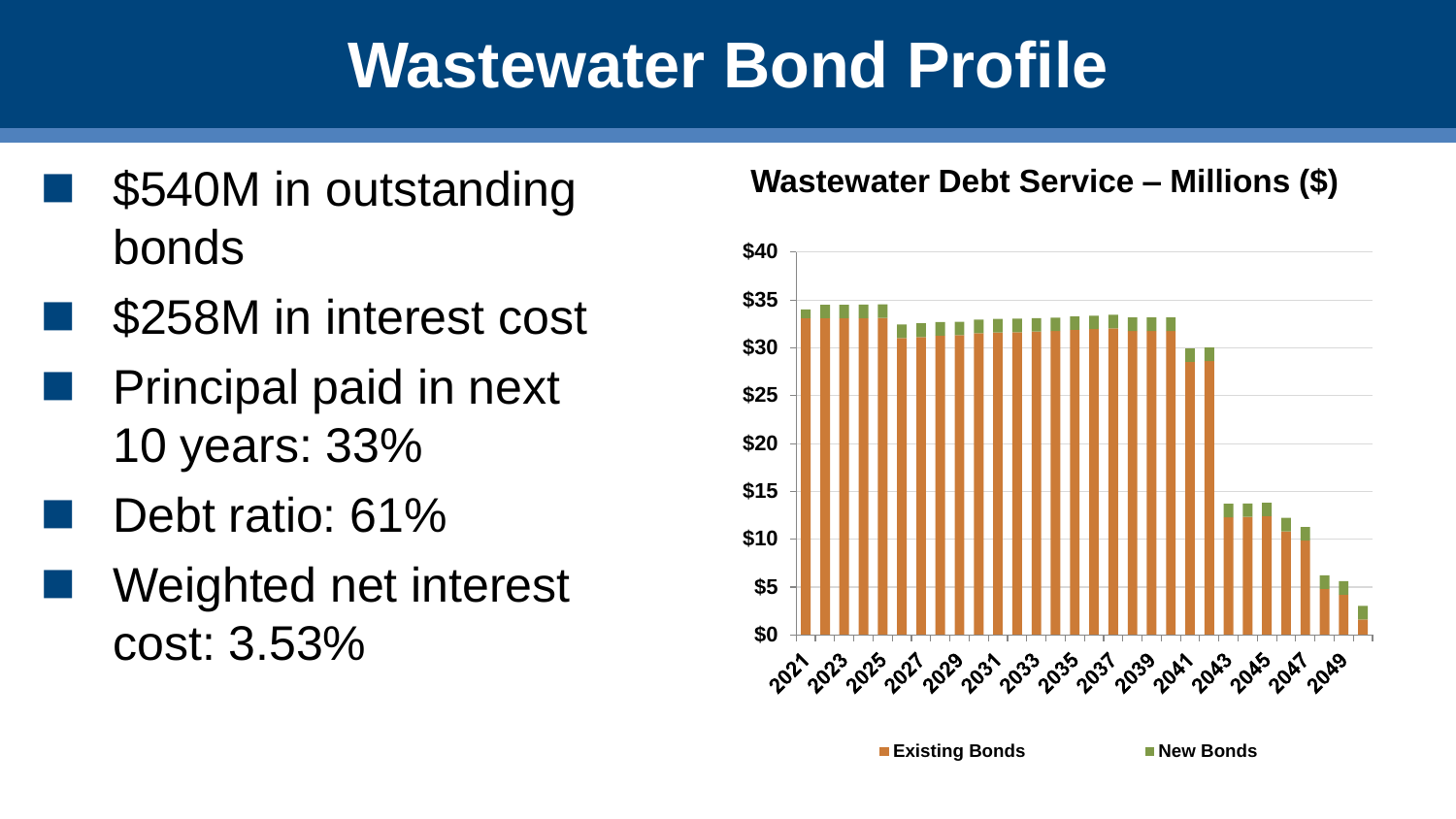# Wastewater Bond Profile

- $540M in outstanding bonds
- $258M in interest cost
- Principal paid in next 10 years: 33%
- Debt ratio: 61%
- Weighted net interest cost: 3.53%

**Wastewater Debt Service – Millions ($)**

Existing Bonds | New Bonds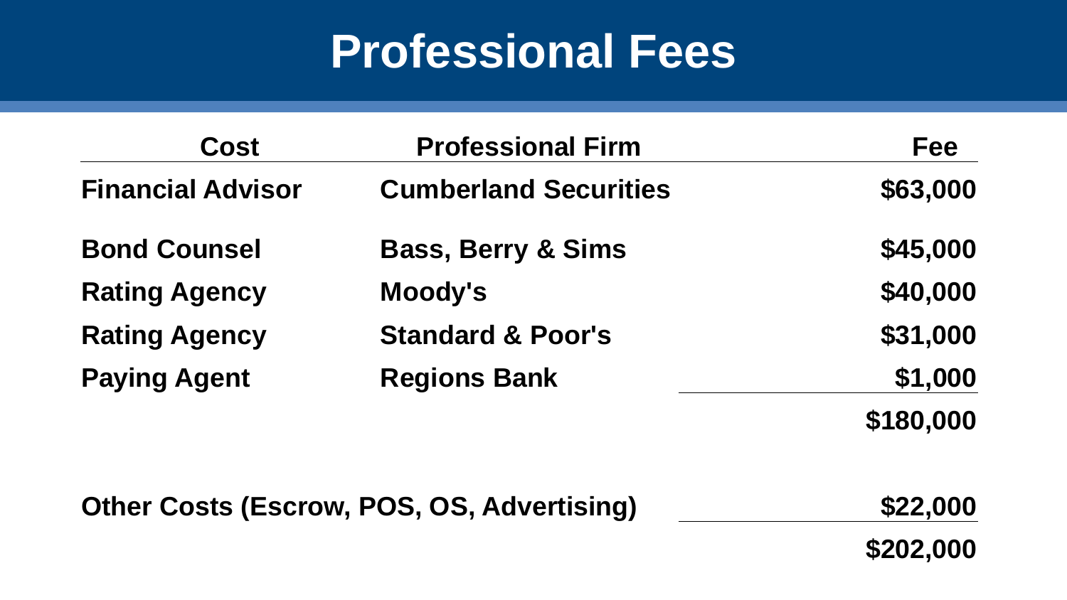# Professional Fees

| Cost | Professional Firm | Fee |
|---|---|---|
| **Financial Advisor** | **Cumberland Securities** | **$63,000** |
| **Bond Counsel** | **Bass, Berry & Sims** | **$45,000** |
| **Rating Agency** | **Moody's** | **$40,000** |
| **Rating Agency** | **Standard & Poor's** | **$31,000** |
| **Paying Agent** | **Regions Bank** | **$1,000** |
| | | **$180,000** |
| **Other Costs (Escrow, POS, OS, Advertising)** | | **$22,000** |
| | | **$202,000** |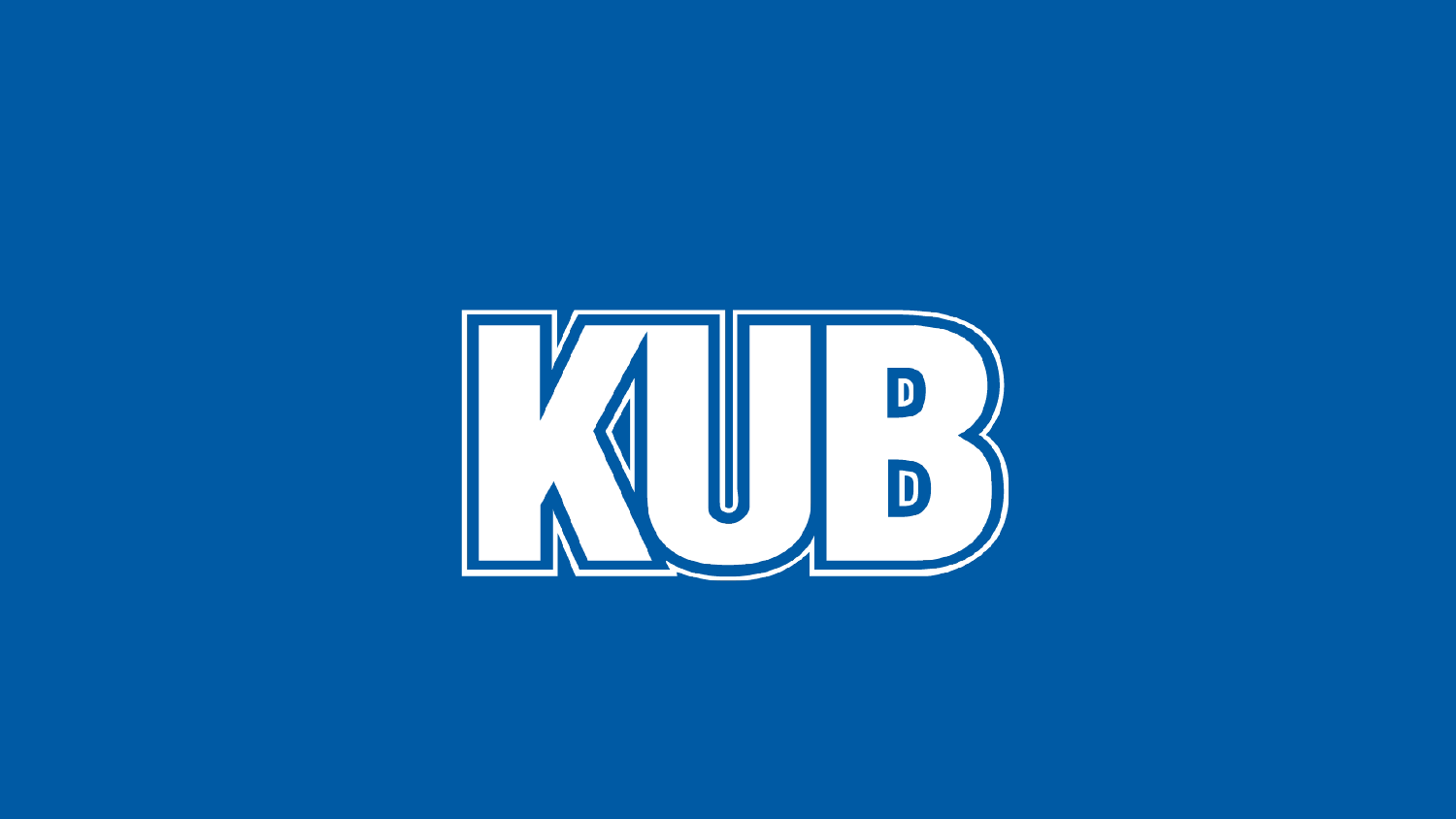KUB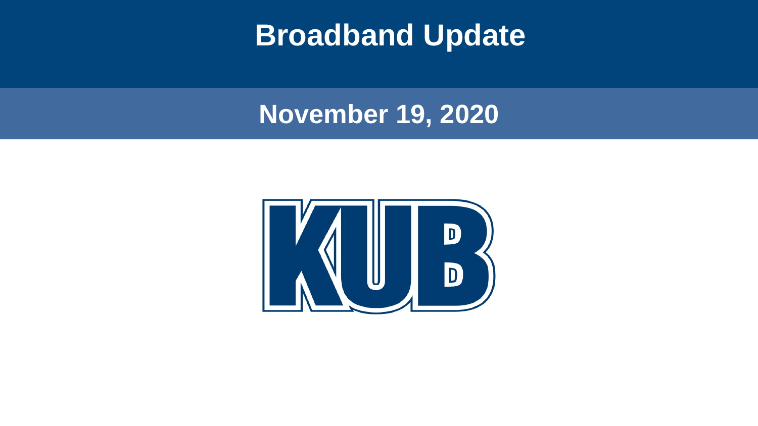# Broadband Update

## November 19, 2020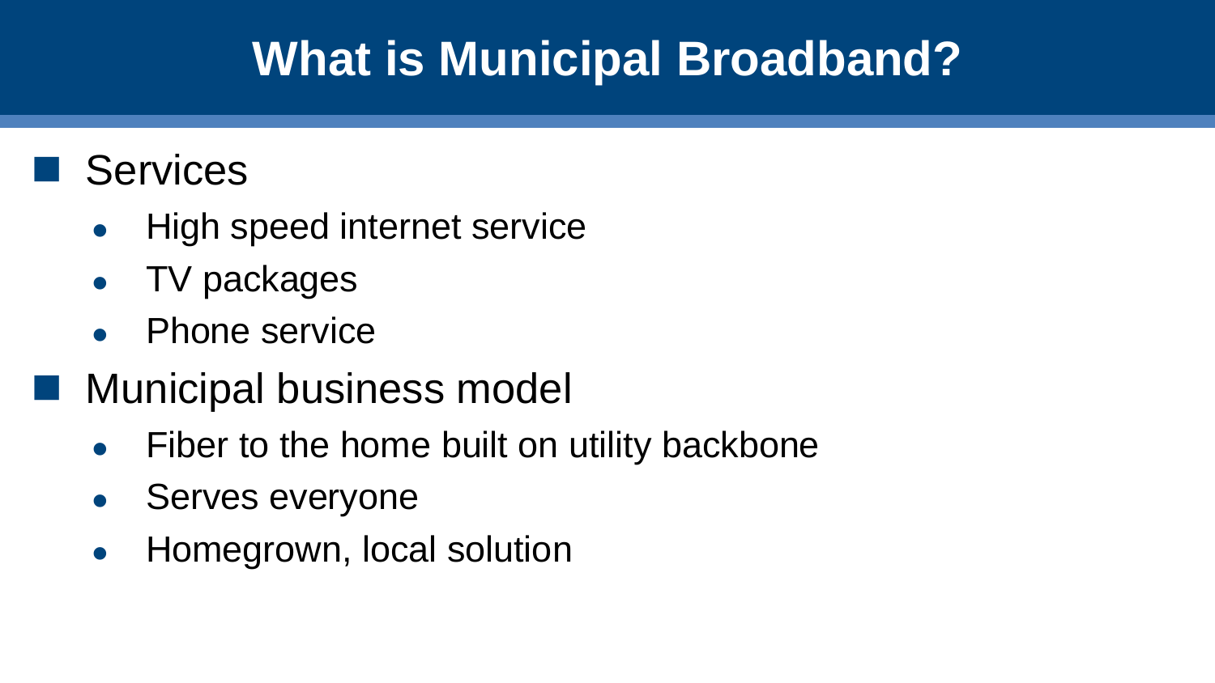# What is Municipal Broadband?

- Services
  - High speed internet service
  - TV packages
  - Phone service
- Municipal business model
  - Fiber to the home built on utility backbone
  - Serves everyone
  - Homegrown, local solution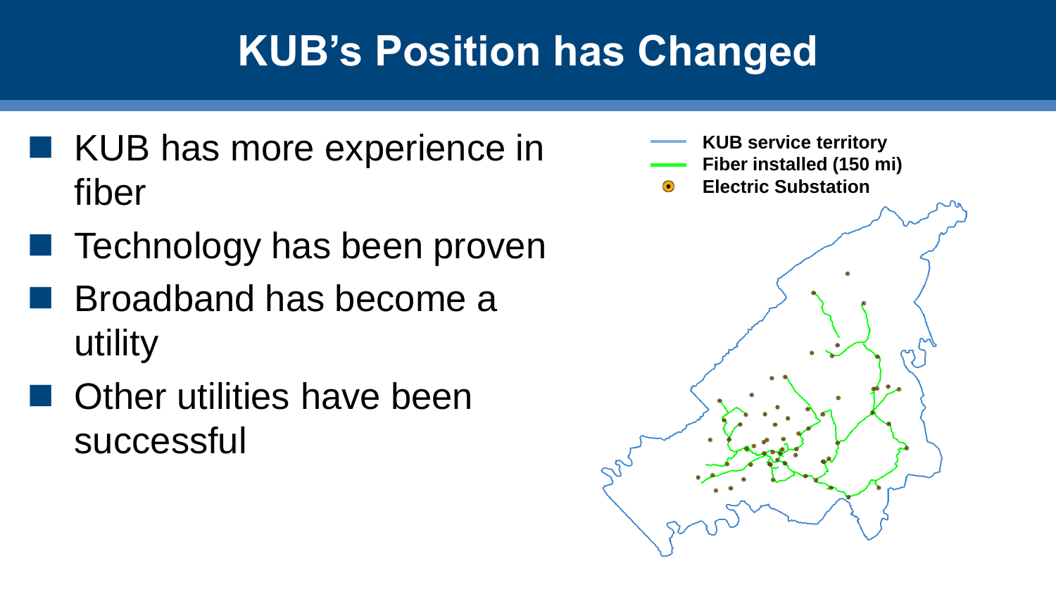# KUB's Position has Changed

- KUB has more experience in fiber
- Technology has been proven
- Broadband has become a utility
- Other utilities have been successful

KUB service territory
Fiber installed (150 mi)
Electric Substation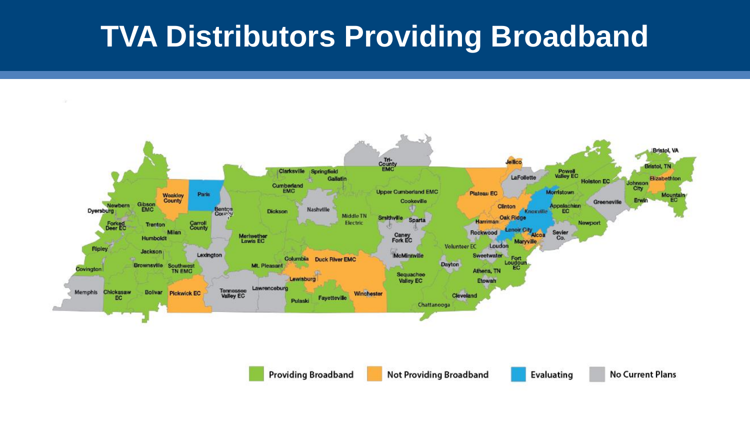# TVA Distributors Providing Broadband

Providing Broadband | Not Providing Broadband | Evaluating | No Current Plans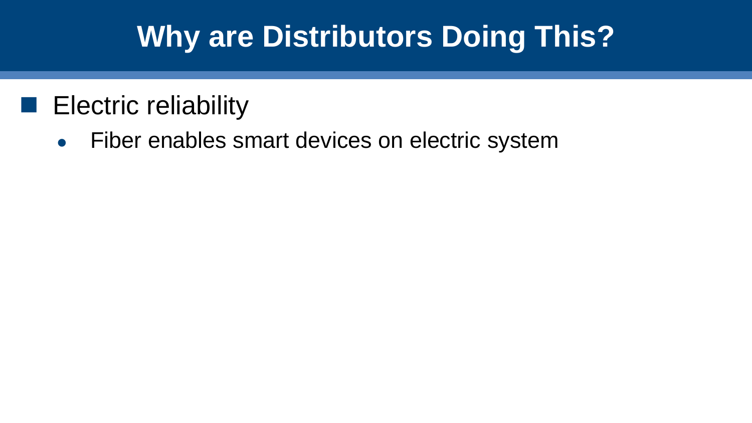# Why are Distributors Doing This?

- Electric reliability
  - Fiber enables smart devices on electric system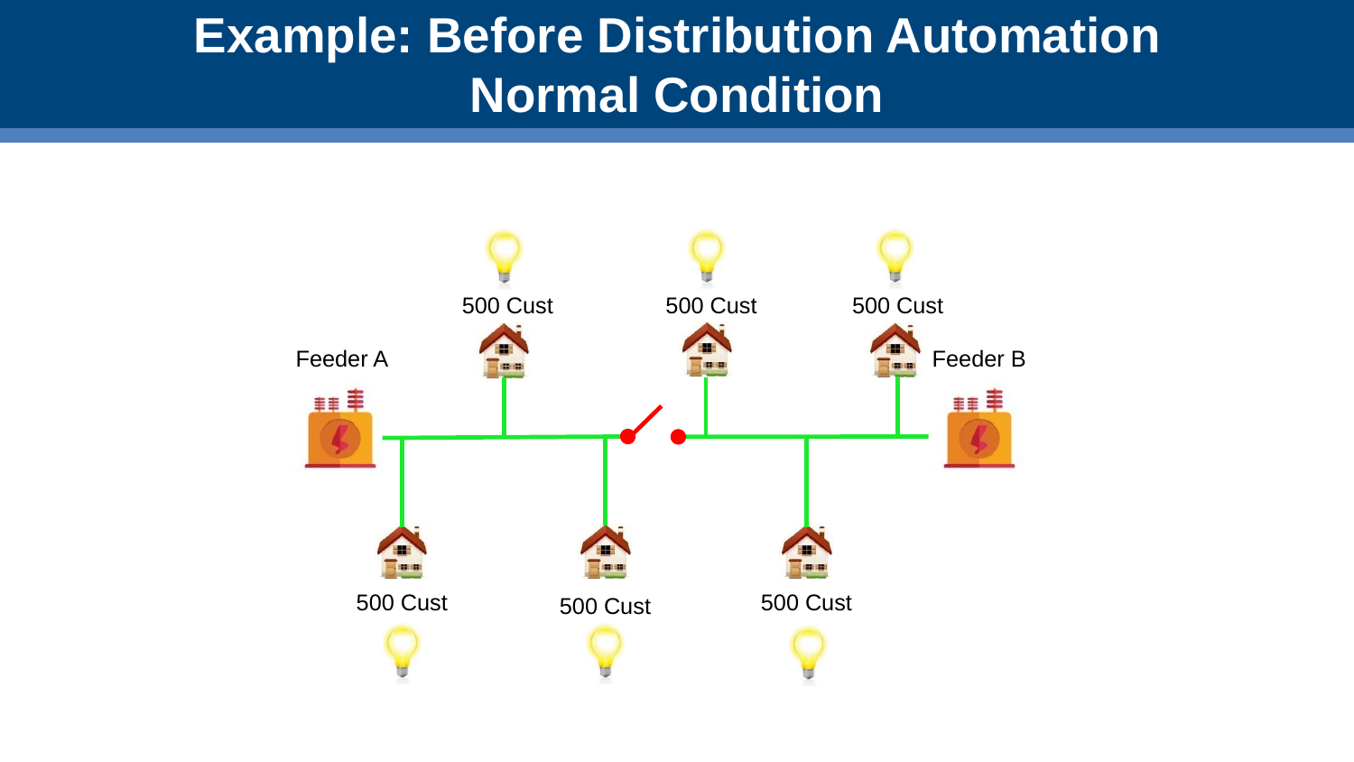# Example: Before Distribution Automation Normal Condition

Feeder A

Feeder B

500 Cust

500 Cust

500 Cust

500 Cust

500 Cust

500 Cust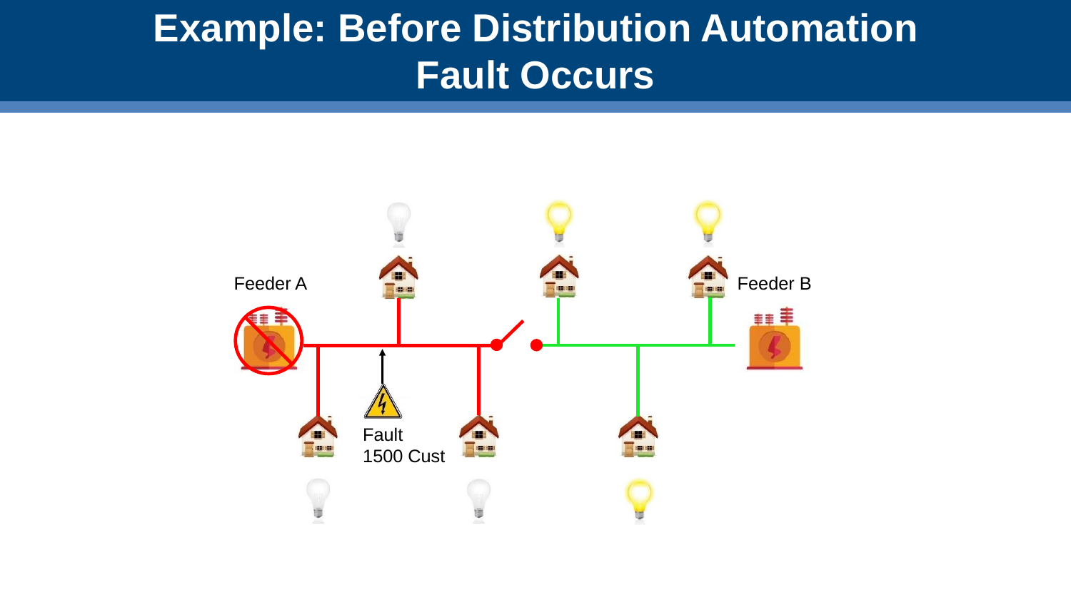# Example: Before Distribution Automation Fault Occurs

Feeder A

Feeder B

Fault
1500 Cust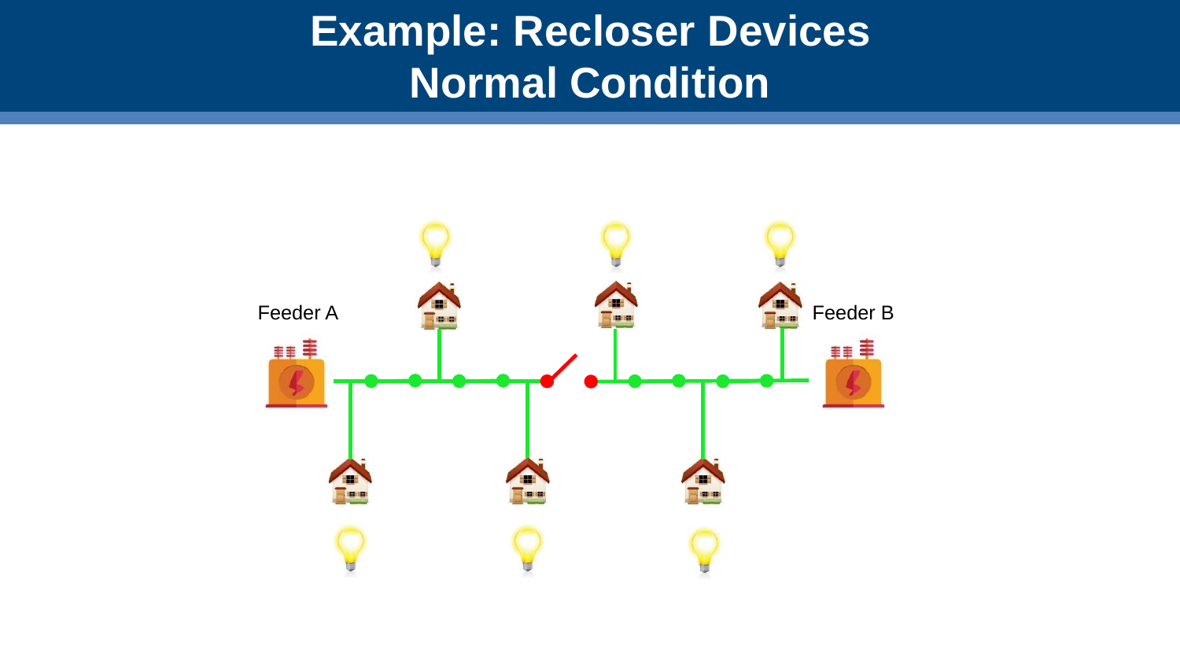# Example: Recloser Devices
## Normal Condition

Feeder A

Feeder B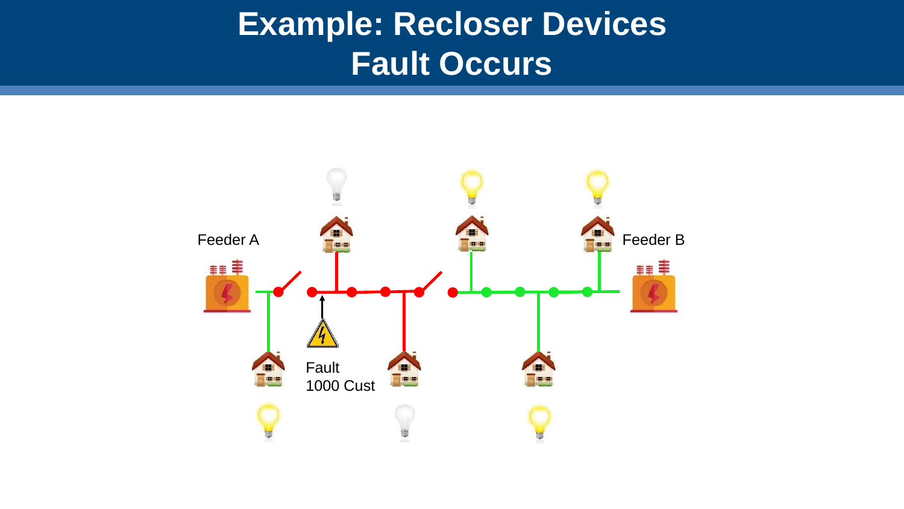# Example: Recloser Devices
## Fault Occurs

Feeder A

Feeder B

Fault
1000 Cust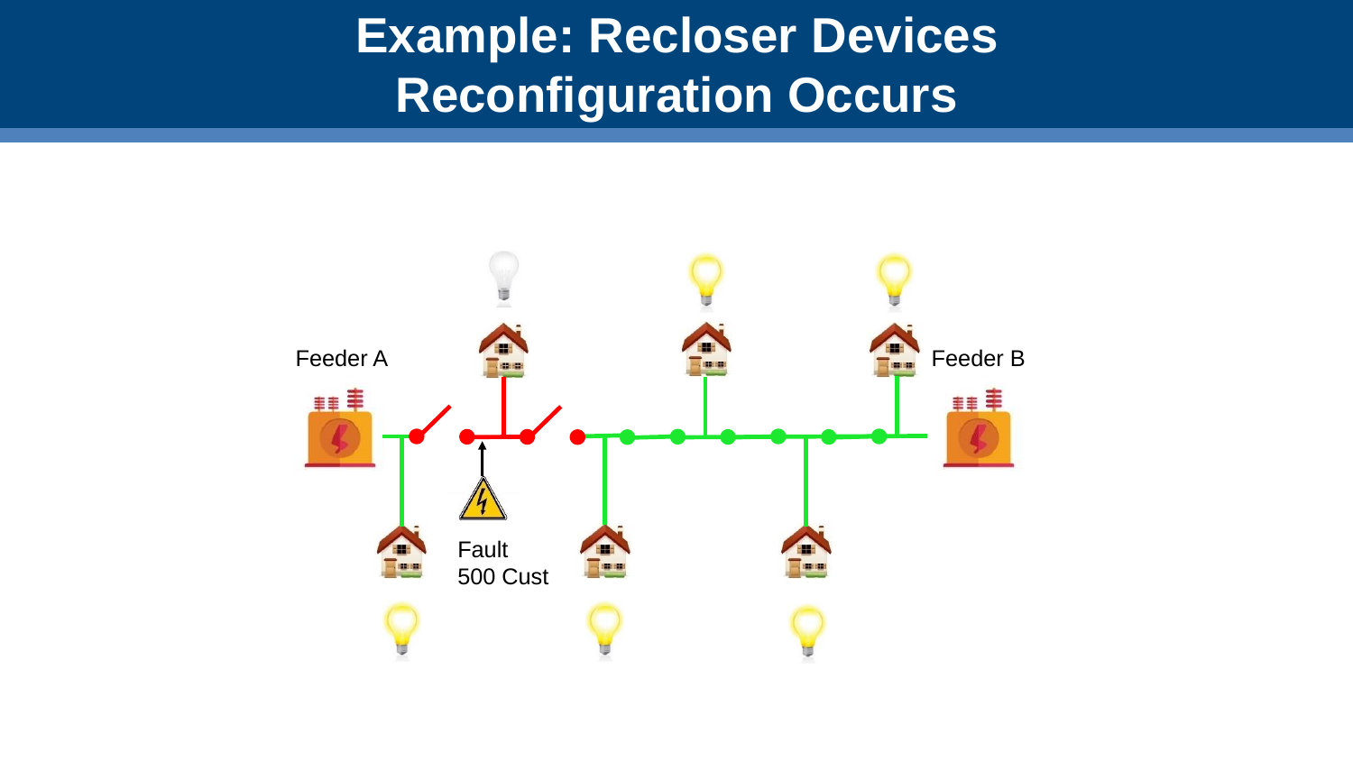# Example: Recloser Devices Reconfiguration Occurs

Feeder A

Feeder B

Fault
500 Cust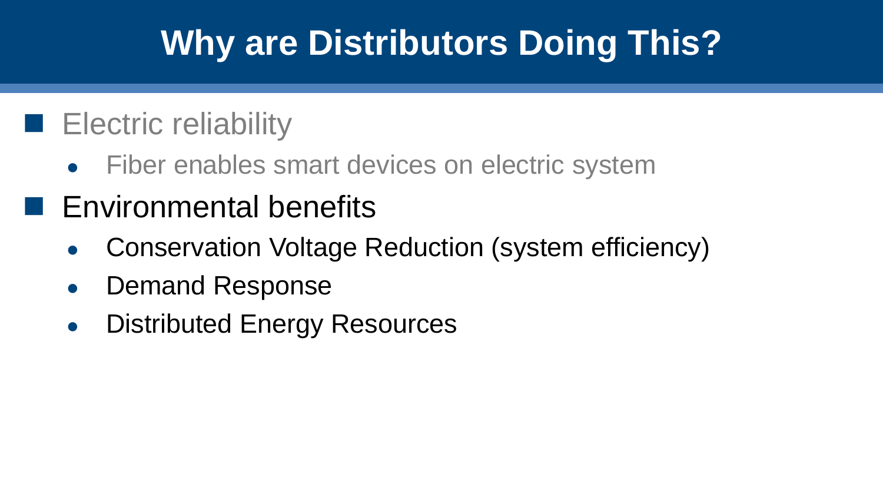# Why are Distributors Doing This?

- Electric reliability
  - Fiber enables smart devices on electric system
- Environmental benefits
  - Conservation Voltage Reduction (system efficiency)
  - Demand Response
  - Distributed Energy Resources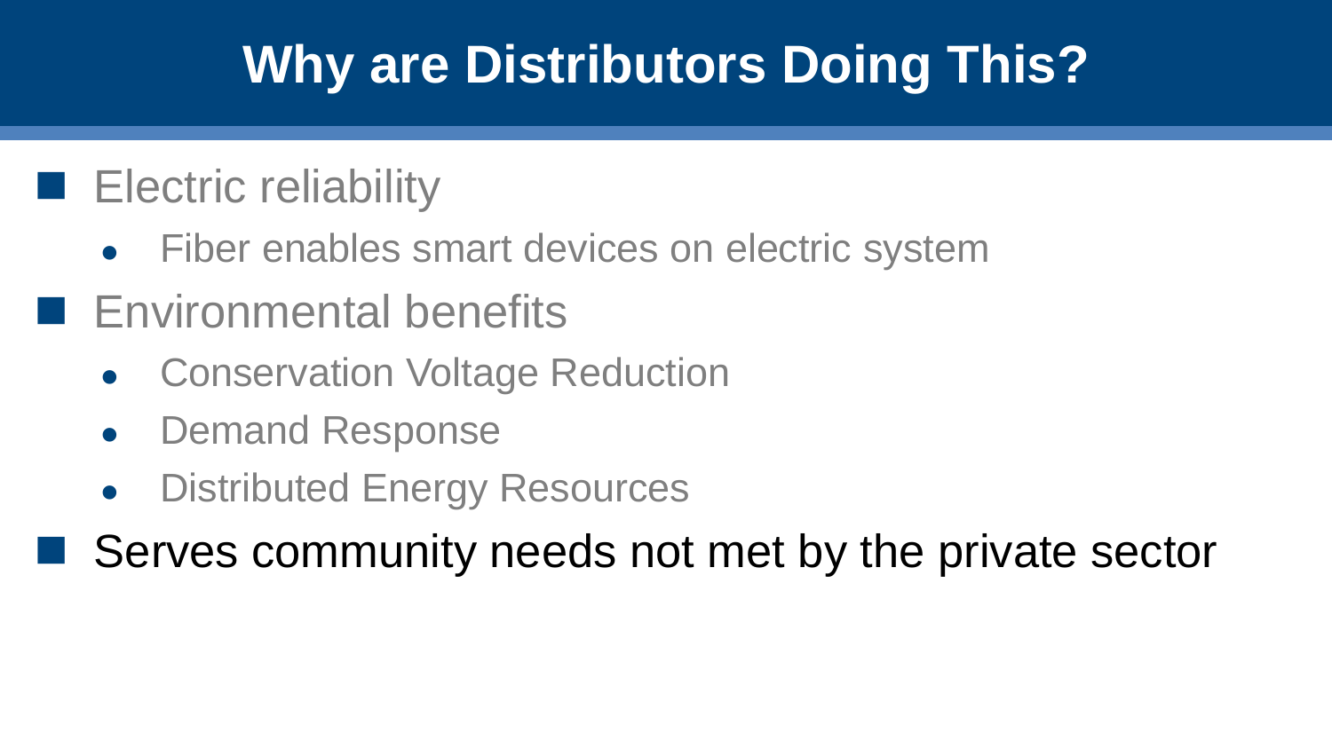# Why are Distributors Doing This?

- Electric reliability
  - Fiber enables smart devices on electric system
- Environmental benefits
  - Conservation Voltage Reduction
  - Demand Response
  - Distributed Energy Resources
- Serves community needs not met by the private sector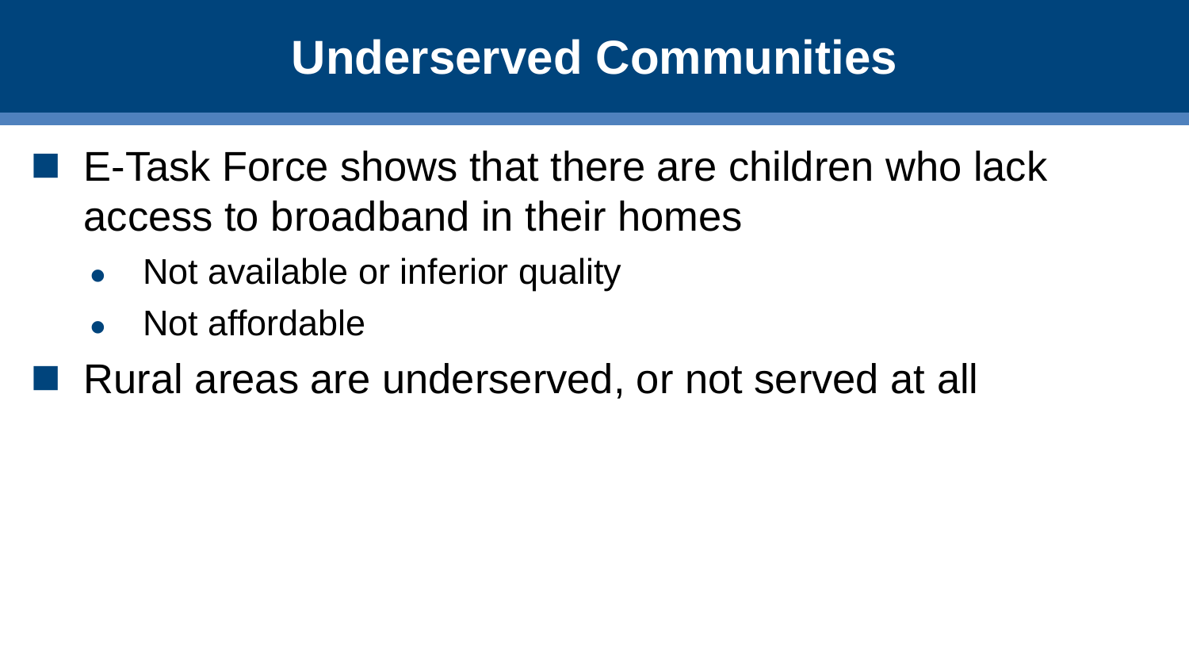# Underserved Communities

- E-Task Force shows that there are children who lack access to broadband in their homes
  - Not available or inferior quality
  - Not affordable
- Rural areas are underserved, or not served at all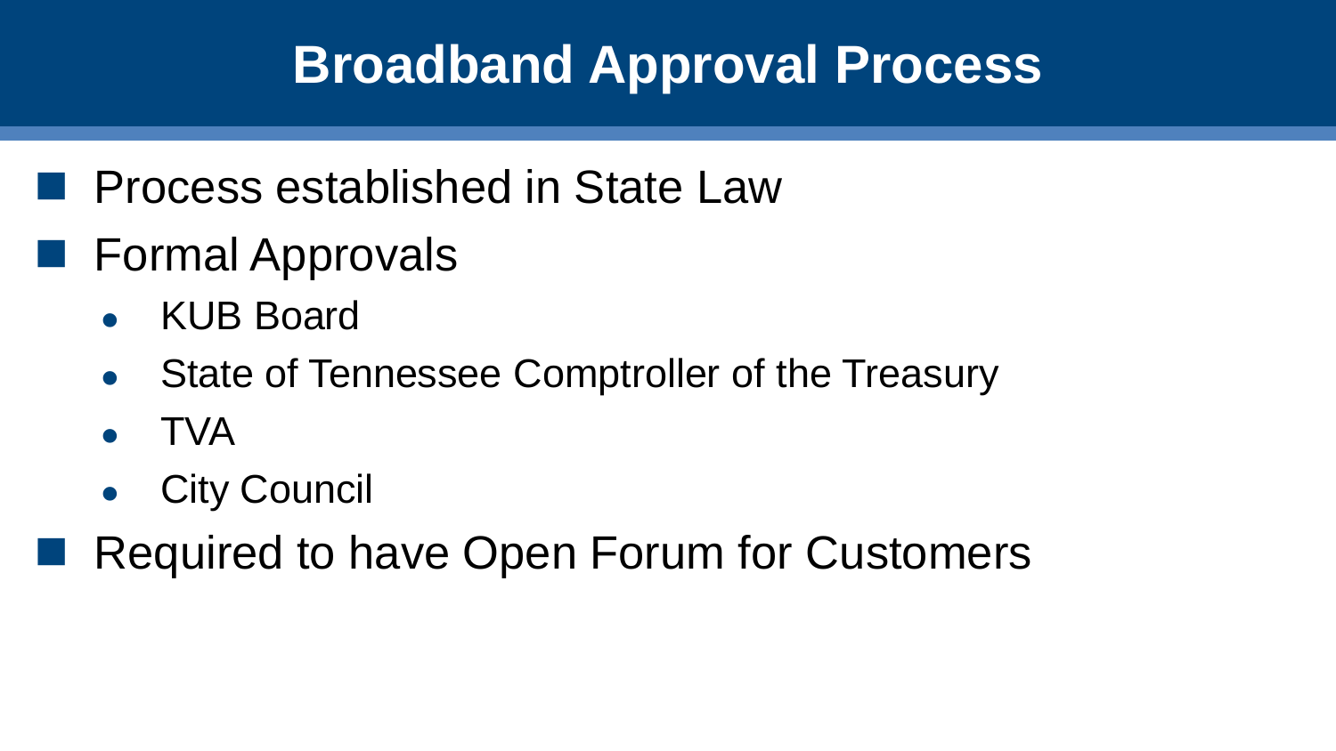# Broadband Approval Process

- Process established in State Law
- Formal Approvals
  - KUB Board
  - State of Tennessee Comptroller of the Treasury
  - TVA
  - City Council
- Required to have Open Forum for Customers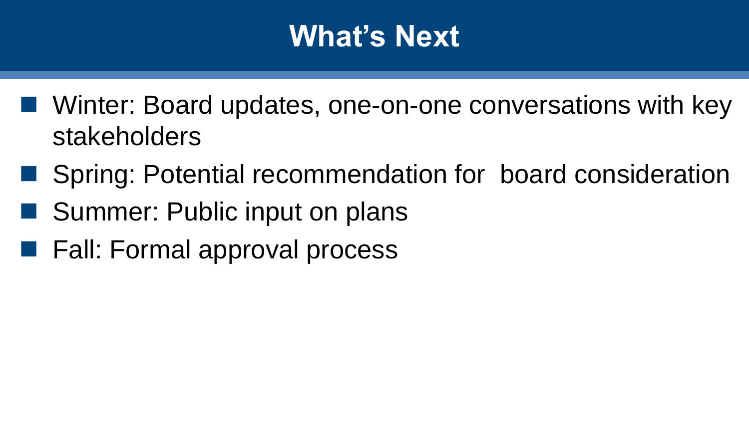# What's Next

- Winter: Board updates, one-on-one conversations with key stakeholders
- Spring: Potential recommendation for board consideration
- Summer: Public input on plans
- Fall: Formal approval process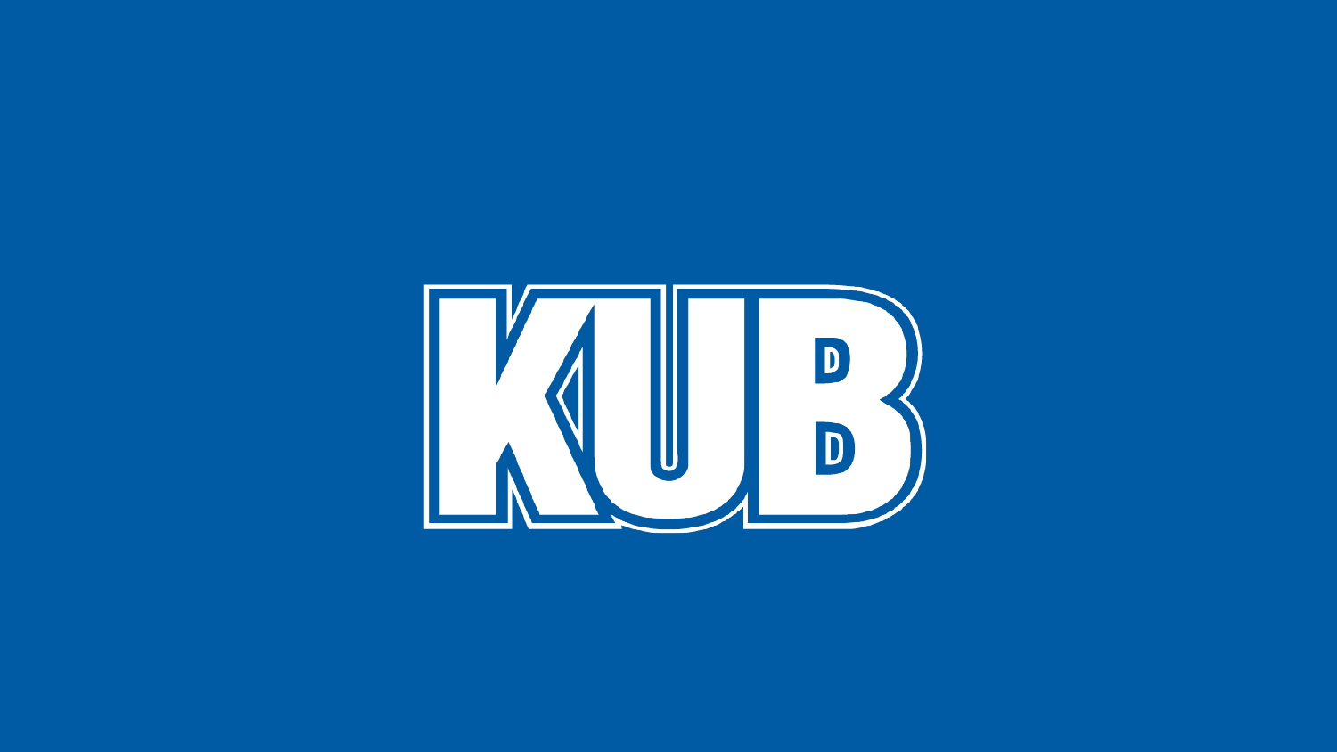KUB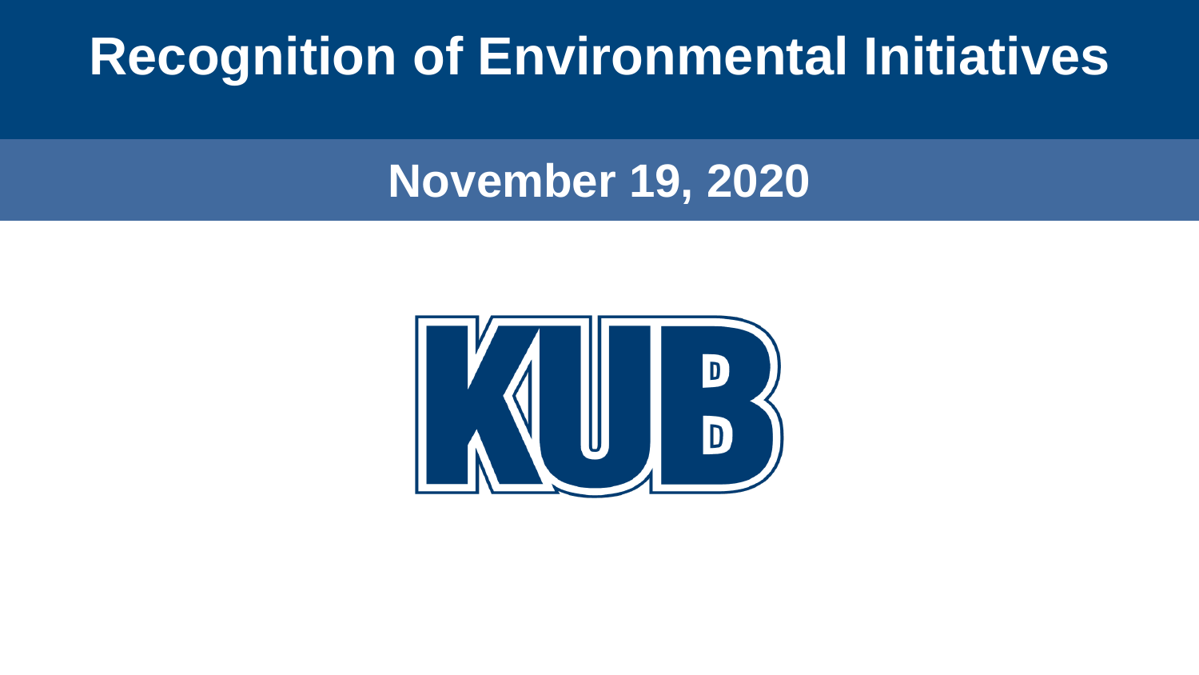# Recognition of Environmental Initiatives

## November 19, 2020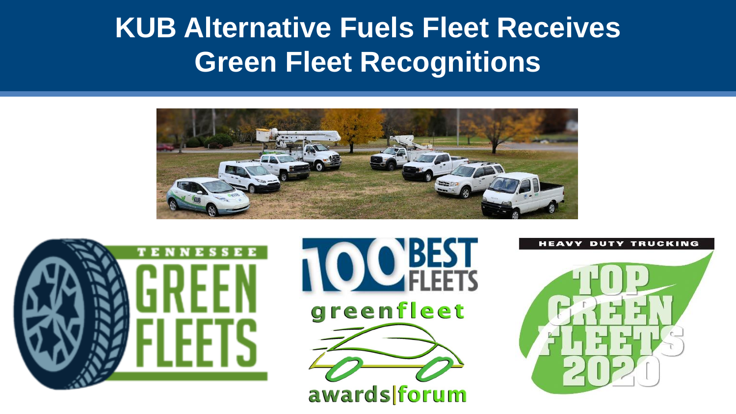# KUB Alternative Fuels Fleet Receives Green Fleet Recognitions

TENNESSEE GREEN FLEETS

100 BEST FLEETS greenfleet awards|forum

HEAVY DUTY TRUCKING TOP GREEN FLEETS 2020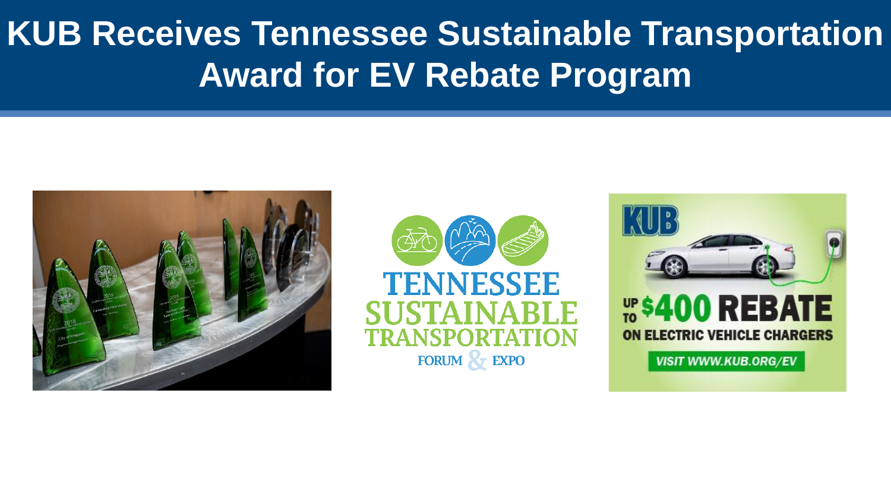# KUB Receives Tennessee Sustainable Transportation Award for EV Rebate Program

TENNESSEE SUSTAINABLE TRANSPORTATION FORUM & EXPO

KUB

UP TO $400 REBATE ON ELECTRIC VEHICLE CHARGERS

VISIT WWW.KUB.ORG/EV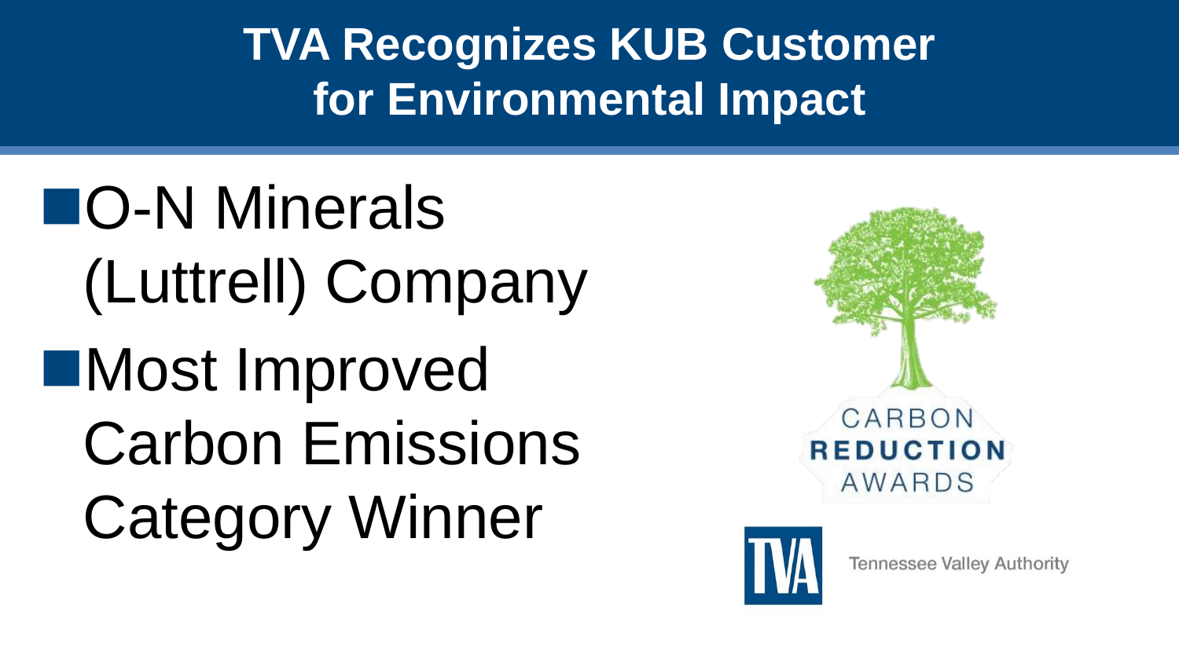# TVA Recognizes KUB Customer for Environmental Impact

- O-N Minerals (Luttrell) Company
- Most Improved Carbon Emissions Category Winner

CARBON REDUCTION AWARDS

TVA Tennessee Valley Authority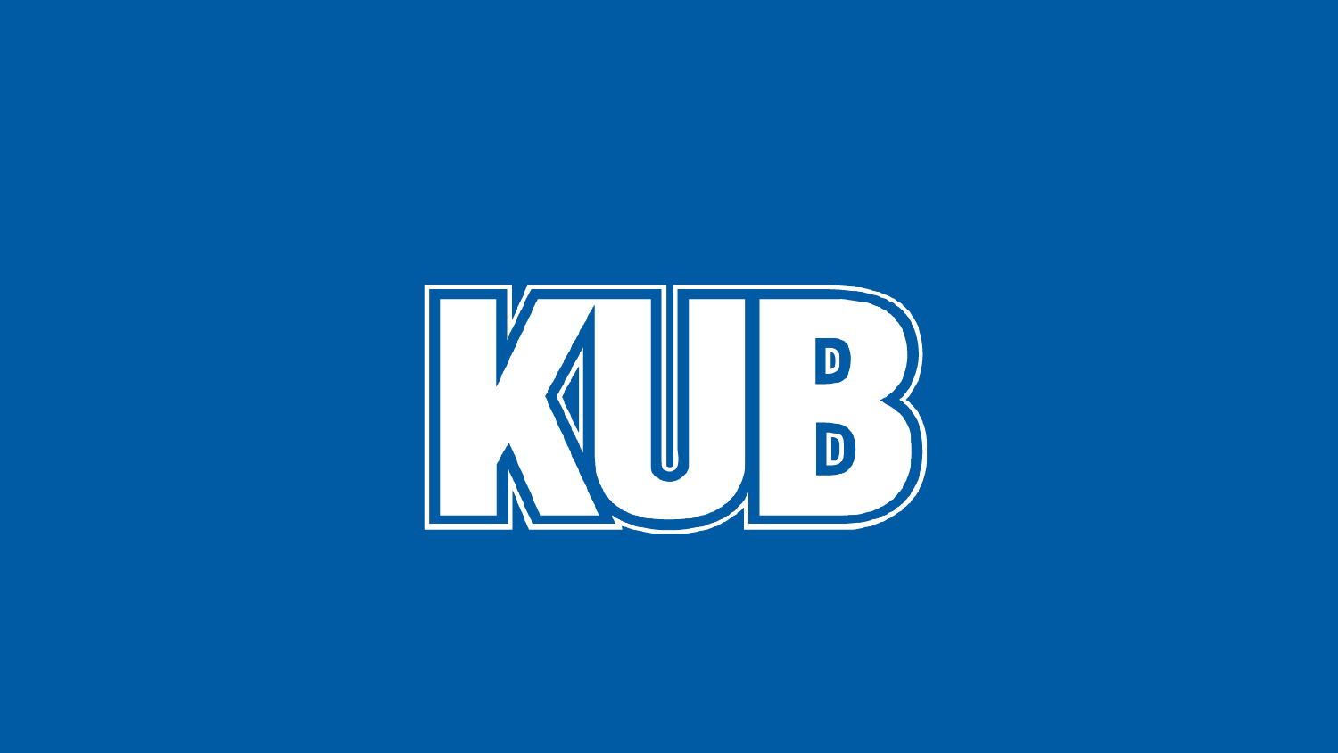KUB